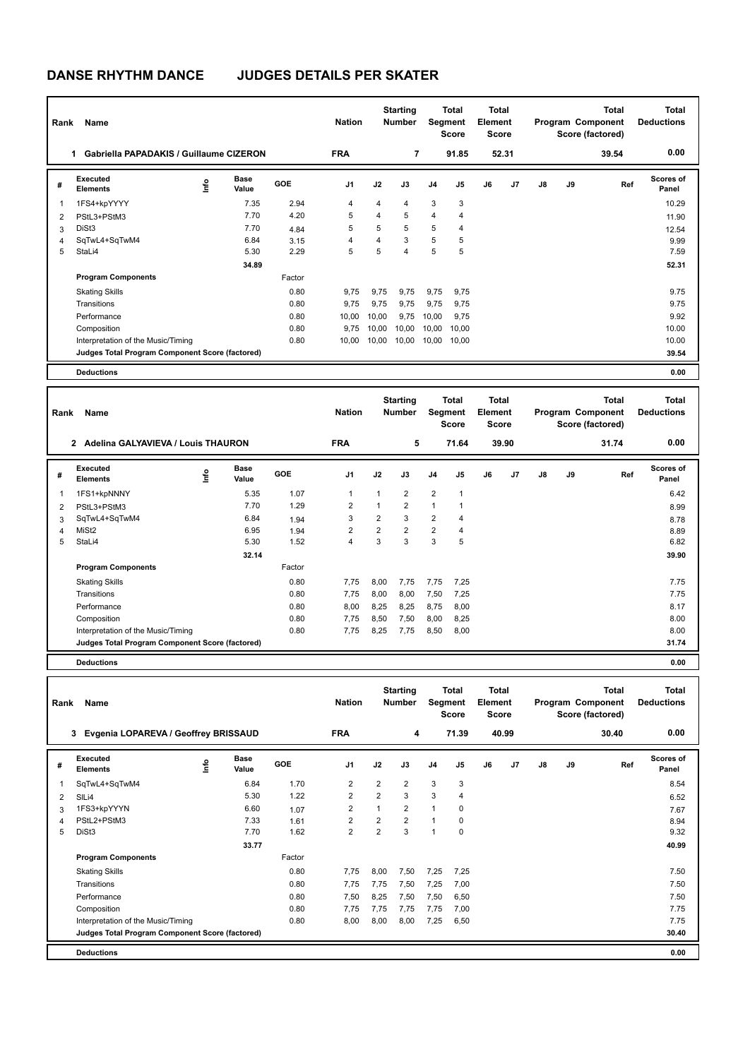# DANSE RHYTHM DANCE JUDGES DETAILS PER SKATER

| Rank | Name | Nation | Starting Number | Total Segment Score | Total Element Score | Total Program Component Score (factored) | Total Deductions |
|---|---|---|---|---|---|---|---|
| 1 | Gabriella PAPADAKIS / Guillaume CIZERON | FRA | 7 | 91.85 | 52.31 | 39.54 | 0.00 |

| # | Executed Elements | Info | Base Value | GOE | J1 | J2 | J3 | J4 | J5 | J6 | J7 | J8 | J9 | Ref | Scores of Panel |
|---|---|---|---|---|---|---|---|---|---|---|---|---|---|---|---|
| 1 | 1FS4+kpYYYY | | 7.35 | 2.94 | 4 | 4 | 4 | 3 | 3 | | | | | | 10.29 |
| 2 | PStL3+PStM3 | | 7.70 | 4.20 | 5 | 4 | 5 | 4 | 4 | | | | | | 11.90 |
| 3 | DiSt3 | | 7.70 | 4.84 | 5 | 5 | 5 | 5 | 4 | | | | | | 12.54 |
| 4 | SqTwL4+SqTwM4 | | 6.84 | 3.15 | 4 | 4 | 3 | 5 | 5 | | | | | | 9.99 |
| 5 | StaLi4 | | 5.30 | 2.29 | 5 | 5 | 4 | 5 | 5 | | | | | | 7.59 |
| | | | 34.89 | | | | | | | | | | | | 52.31 |

| Program Components | Factor | J1 | J2 | J3 | J4 | J5 | J6 | J7 | J8 | J9 | Scores of Panel |
|---|---|---|---|---|---|---|---|---|---|---|---|
| Skating Skills | 0.80 | 9,75 | 9,75 | 9,75 | 9,75 | 9,75 | | | | | 9.75 |
| Transitions | 0.80 | 9,75 | 9,75 | 9,75 | 9,75 | 9,75 | | | | | 9.75 |
| Performance | 0.80 | 10,00 | 10,00 | 9,75 | 10,00 | 9,75 | | | | | 9.92 |
| Composition | 0.80 | 9,75 | 10,00 | 10,00 | 10,00 | 10,00 | | | | | 10.00 |
| Interpretation of the Music/Timing | 0.80 | 10,00 | 10,00 | 10,00 | 10,00 | 10,00 | | | | | 10.00 |
| Judges Total Program Component Score (factored) | | | | | | | | | | | 39.54 |

**Deductions** 0.00

| Rank | Name | Nation | Starting Number | Total Segment Score | Total Element Score | Total Program Component Score (factored) | Total Deductions |
|---|---|---|---|---|---|---|---|
| 2 | Adelina GALYAVIEVA / Louis THAURON | FRA | 5 | 71.64 | 39.90 | 31.74 | 0.00 |

| # | Executed Elements | Info | Base Value | GOE | J1 | J2 | J3 | J4 | J5 | J6 | J7 | J8 | J9 | Ref | Scores of Panel |
|---|---|---|---|---|---|---|---|---|---|---|---|---|---|---|---|
| 1 | 1FS1+kpNNNY | | 5.35 | 1.07 | 1 | 1 | 2 | 2 | 1 | | | | | | 6.42 |
| 2 | PStL3+PStM3 | | 7.70 | 1.29 | 2 | 1 | 2 | 1 | 1 | | | | | | 8.99 |
| 3 | SqTwL4+SqTwM4 | | 6.84 | 1.94 | 3 | 2 | 3 | 2 | 4 | | | | | | 8.78 |
| 4 | MiSt2 | | 6.95 | 1.94 | 2 | 2 | 2 | 2 | 4 | | | | | | 8.89 |
| 5 | StaLi4 | | 5.30 | 1.52 | 4 | 3 | 3 | 3 | 5 | | | | | | 6.82 |
| | | | 32.14 | | | | | | | | | | | | 39.90 |

| Program Components | Factor | J1 | J2 | J3 | J4 | J5 | J6 | J7 | J8 | J9 | Scores of Panel |
|---|---|---|---|---|---|---|---|---|---|---|---|
| Skating Skills | 0.80 | 7,75 | 8,00 | 7,75 | 7,75 | 7,25 | | | | | 7.75 |
| Transitions | 0.80 | 7,75 | 8,00 | 8,00 | 7,50 | 7,25 | | | | | 7.75 |
| Performance | 0.80 | 8,00 | 8,25 | 8,25 | 8,75 | 8,00 | | | | | 8.17 |
| Composition | 0.80 | 7,75 | 8,50 | 7,50 | 8,00 | 8,25 | | | | | 8.00 |
| Interpretation of the Music/Timing | 0.80 | 7,75 | 8,25 | 7,75 | 8,50 | 8,00 | | | | | 8.00 |
| Judges Total Program Component Score (factored) | | | | | | | | | | | 31.74 |

**Deductions** 0.00

| Rank | Name | Nation | Starting Number | Total Segment Score | Total Element Score | Total Program Component Score (factored) | Total Deductions |
|---|---|---|---|---|---|---|---|
| 3 | Evgenia LOPAREVA / Geoffrey BRISSAUD | FRA | 4 | 71.39 | 40.99 | 30.40 | 0.00 |

| # | Executed Elements | Info | Base Value | GOE | J1 | J2 | J3 | J4 | J5 | J6 | J7 | J8 | J9 | Ref | Scores of Panel |
|---|---|---|---|---|---|---|---|---|---|---|---|---|---|---|---|
| 1 | SqTwL4+SqTwM4 | | 6.84 | 1.70 | 2 | 2 | 2 | 3 | 3 | | | | | | 8.54 |
| 2 | SlLi4 | | 5.30 | 1.22 | 2 | 2 | 3 | 3 | 4 | | | | | | 6.52 |
| 3 | 1FS3+kpYYYN | | 6.60 | 1.07 | 2 | 1 | 2 | 1 | 0 | | | | | | 7.67 |
| 4 | PStL2+PStM3 | | 7.33 | 1.61 | 2 | 2 | 2 | 1 | 0 | | | | | | 8.94 |
| 5 | DiSt3 | | 7.70 | 1.62 | 2 | 2 | 3 | 1 | 0 | | | | | | 9.32 |
| | | | 33.77 | | | | | | | | | | | | 40.99 |

| Program Components | Factor | J1 | J2 | J3 | J4 | J5 | J6 | J7 | J8 | J9 | Scores of Panel |
|---|---|---|---|---|---|---|---|---|---|---|---|
| Skating Skills | 0.80 | 7,75 | 8,00 | 7,50 | 7,25 | 7,25 | | | | | 7.50 |
| Transitions | 0.80 | 7,75 | 7,75 | 7,50 | 7,25 | 7,00 | | | | | 7.50 |
| Performance | 0.80 | 7,50 | 8,25 | 7,50 | 7,50 | 6,50 | | | | | 7.50 |
| Composition | 0.80 | 7,75 | 7,75 | 7,75 | 7,75 | 7,00 | | | | | 7.75 |
| Interpretation of the Music/Timing | 0.80 | 8,00 | 8,00 | 8,00 | 7,25 | 6,50 | | | | | 7.75 |
| Judges Total Program Component Score (factored) | | | | | | | | | | | 30.40 |

**Deductions** 0.00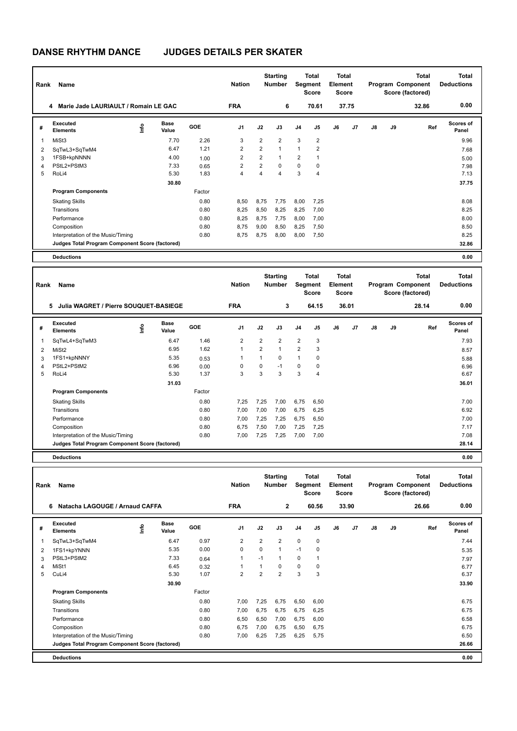# DANSE RHYTHM DANCE JUDGES DETAILS PER SKATER

| Rank | Name | Nation | Starting Number | Total Segment Score | Total Element Score | Total Program Component Score (factored) | Total Deductions |
|---|---|---|---|---|---|---|---|
| 4 | Marie Jade LAURIAULT / Romain LE GAC | FRA | 6 | 70.61 | 37.75 | 32.86 | 0.00 |

| # | Executed Elements | Info | Base Value | GOE | J1 | J2 | J3 | J4 | J5 | J6 | J7 | J8 | J9 | Ref | Scores of Panel |
|---|---|---|---|---|---|---|---|---|---|---|---|---|---|---|---|
| 1 | MiSt3 | | 7.70 | 2.26 | 3 | 2 | 2 | 3 | 2 | | | | | | 9.96 |
| 2 | SqTwL3+SqTwM4 | | 6.47 | 1.21 | 2 | 2 | 1 | 1 | 2 | | | | | | 7.68 |
| 3 | 1FSB+kpNNNN | | 4.00 | 1.00 | 2 | 2 | 1 | 2 | 1 | | | | | | 5.00 |
| 4 | PStL2+PStM3 | | 7.33 | 0.65 | 2 | 2 | 0 | 0 | 0 | | | | | | 7.98 |
| 5 | RoLi4 | | 5.30 | 1.83 | 4 | 4 | 4 | 3 | 4 | | | | | | 7.13 |
| | | | 30.80 | | | | | | | | | | | | 37.75 |
| | **Program Components** | | | Factor | | | | | | | | | | | |
| | Skating Skills | | | 0.80 | 8,50 | 8,75 | 7,75 | 8,00 | 7,25 | | | | | | 8.08 |
| | Transitions | | | 0.80 | 8,25 | 8,50 | 8,25 | 8,25 | 7,00 | | | | | | 8.25 |
| | Performance | | | 0.80 | 8,25 | 8,75 | 7,75 | 8,00 | 7,00 | | | | | | 8.00 |
| | Composition | | | 0.80 | 8,75 | 9,00 | 8,50 | 8,25 | 7,50 | | | | | | 8.50 |
| | Interpretation of the Music/Timing | | | 0.80 | 8,75 | 8,75 | 8,00 | 8,00 | 7,50 | | | | | | 8.25 |
| | **Judges Total Program Component Score (factored)** | | | | | | | | | | | | | | 32.86 |
| | **Deductions** | | | | | | | | | | | | | | 0.00 |

| Rank | Name | Nation | Starting Number | Total Segment Score | Total Element Score | Total Program Component Score (factored) | Total Deductions |
|---|---|---|---|---|---|---|---|
| 5 | Julia WAGRET / Pierre SOUQUET-BASIEGE | FRA | 3 | 64.15 | 36.01 | 28.14 | 0.00 |

| # | Executed Elements | Info | Base Value | GOE | J1 | J2 | J3 | J4 | J5 | J6 | J7 | J8 | J9 | Ref | Scores of Panel |
|---|---|---|---|---|---|---|---|---|---|---|---|---|---|---|---|
| 1 | SqTwL4+SqTwM3 | | 6.47 | 1.46 | 2 | 2 | 2 | 2 | 3 | | | | | | 7.93 |
| 2 | MiSt2 | | 6.95 | 1.62 | 1 | 2 | 1 | 2 | 3 | | | | | | 8.57 |
| 3 | 1FS1+kpNNNY | | 5.35 | 0.53 | 1 | 1 | 0 | 1 | 0 | | | | | | 5.88 |
| 4 | PStL2+PStM2 | | 6.96 | 0.00 | 0 | 0 | -1 | 0 | 0 | | | | | | 6.96 |
| 5 | RoLi4 | | 5.30 | 1.37 | 3 | 3 | 3 | 3 | 4 | | | | | | 6.67 |
| | | | 31.03 | | | | | | | | | | | | 36.01 |
| | **Program Components** | | | Factor | | | | | | | | | | | |
| | Skating Skills | | | 0.80 | 7,25 | 7,25 | 7,00 | 6,75 | 6,50 | | | | | | 7.00 |
| | Transitions | | | 0.80 | 7,00 | 7,00 | 7,00 | 6,75 | 6,25 | | | | | | 6.92 |
| | Performance | | | 0.80 | 7,00 | 7,25 | 7,25 | 6,75 | 6,50 | | | | | | 7.00 |
| | Composition | | | 0.80 | 6,75 | 7,50 | 7,00 | 7,25 | 7,25 | | | | | | 7.17 |
| | Interpretation of the Music/Timing | | | 0.80 | 7,00 | 7,25 | 7,25 | 7,00 | 7,00 | | | | | | 7.08 |
| | **Judges Total Program Component Score (factored)** | | | | | | | | | | | | | | 28.14 |
| | **Deductions** | | | | | | | | | | | | | | 0.00 |

| Rank | Name | Nation | Starting Number | Total Segment Score | Total Element Score | Total Program Component Score (factored) | Total Deductions |
|---|---|---|---|---|---|---|---|
| 6 | Natacha LAGOUGE / Arnaud CAFFA | FRA | 2 | 60.56 | 33.90 | 26.66 | 0.00 |

| # | Executed Elements | Info | Base Value | GOE | J1 | J2 | J3 | J4 | J5 | J6 | J7 | J8 | J9 | Ref | Scores of Panel |
|---|---|---|---|---|---|---|---|---|---|---|---|---|---|---|---|
| 1 | SqTwL3+SqTwM4 | | 6.47 | 0.97 | 2 | 2 | 2 | 0 | 0 | | | | | | 7.44 |
| 2 | 1FS1+kpYNNN | | 5.35 | 0.00 | 0 | 0 | 1 | -1 | 0 | | | | | | 5.35 |
| 3 | PStL3+PStM2 | | 7.33 | 0.64 | 1 | -1 | 1 | 0 | 1 | | | | | | 7.97 |
| 4 | MiSt1 | | 6.45 | 0.32 | 1 | 1 | 0 | 0 | 0 | | | | | | 6.77 |
| 5 | CuLi4 | | 5.30 | 1.07 | 2 | 2 | 2 | 3 | 3 | | | | | | 6.37 |
| | | | 30.90 | | | | | | | | | | | | 33.90 |
| | **Program Components** | | | Factor | | | | | | | | | | | |
| | Skating Skills | | | 0.80 | 7,00 | 7,25 | 6,75 | 6,50 | 6,00 | | | | | | 6.75 |
| | Transitions | | | 0.80 | 7,00 | 6,75 | 6,75 | 6,75 | 6,25 | | | | | | 6.75 |
| | Performance | | | 0.80 | 6,50 | 6,50 | 7,00 | 6,75 | 6,00 | | | | | | 6.58 |
| | Composition | | | 0.80 | 6,75 | 7,00 | 6,75 | 6,50 | 6,75 | | | | | | 6.75 |
| | Interpretation of the Music/Timing | | | 0.80 | 7,00 | 6,25 | 7,25 | 6,25 | 5,75 | | | | | | 6.50 |
| | **Judges Total Program Component Score (factored)** | | | | | | | | | | | | | | 26.66 |
| | **Deductions** | | | | | | | | | | | | | | 0.00 |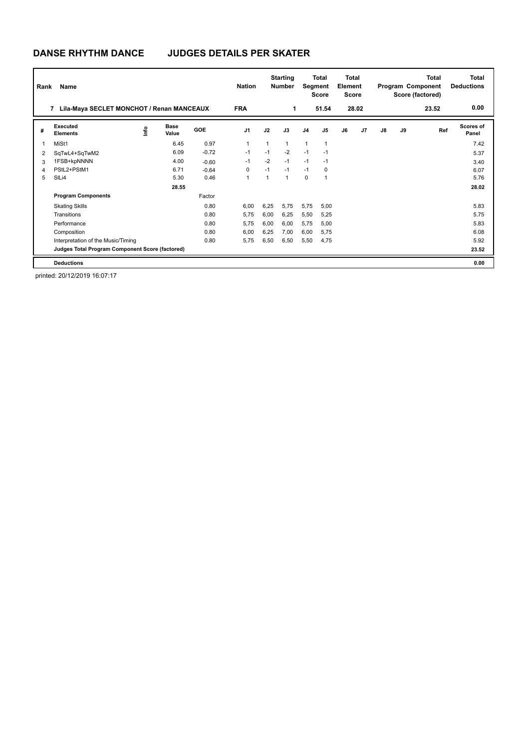# DANSE RHYTHM DANCE JUDGES DETAILS PER SKATER

| Rank | Name | | | | Nation | | Starting Number | | Total Segment Score | | Total Element Score | | | Total Program Component Score (factored) | | Total Deductions |
|---|---|---|---|---|---|---|---|---|---|---|---|---|---|---|---|---|
| 7 | Lila-Maya SECLET MONCHOT / Renan MANCEAUX | | | | FRA | | 1 | | 51.54 | | 28.02 | | | 23.52 | | 0.00 |

| # | Executed Elements | Info | Base Value | GOE | J1 | J2 | J3 | J4 | J5 | J6 | J7 | J8 | J9 | Ref | Scores of Panel |
|---|---|---|---|---|---|---|---|---|---|---|---|---|---|---|---|
| 1 | MiSt1 | | 6.45 | 0.97 | 1 | 1 | 1 | 1 | 1 | | | | | | 7.42 |
| 2 | SqTwL4+SqTwM2 | | 6.09 | -0.72 | -1 | -1 | -2 | -1 | -1 | | | | | | 5.37 |
| 3 | 1FSB+kpNNNN | | 4.00 | -0.60 | -1 | -2 | -1 | -1 | -1 | | | | | | 3.40 |
| 4 | PStL2+PStM1 | | 6.71 | -0.64 | 0 | -1 | -1 | -1 | 0 | | | | | | 6.07 |
| 5 | SlLi4 | | 5.30 | 0.46 | 1 | 1 | 1 | 0 | 1 | | | | | | 5.76 |
| | | | 28.55 | | | | | | | | | | | | 28.02 |
| | **Program Components** | | | Factor | | | | | | | | | | | |
| | Skating Skills | | | 0.80 | 6,00 | 6,25 | 5,75 | 5,75 | 5,00 | | | | | | 5.83 |
| | Transitions | | | 0.80 | 5,75 | 6,00 | 6,25 | 5,50 | 5,25 | | | | | | 5.75 |
| | Performance | | | 0.80 | 5,75 | 6,00 | 6,00 | 5,75 | 5,00 | | | | | | 5.83 |
| | Composition | | | 0.80 | 6,00 | 6,25 | 7,00 | 6,00 | 5,75 | | | | | | 6.08 |
| | Interpretation of the Music/Timing | | | 0.80 | 5,75 | 6,50 | 6,50 | 5,50 | 4,75 | | | | | | 5.92 |
| | **Judges Total Program Component Score (factored)** | | | | | | | | | | | | | | 23.52 |
| | **Deductions** | | | | | | | | | | | | | | 0.00 |

printed: 20/12/2019 16:07:17